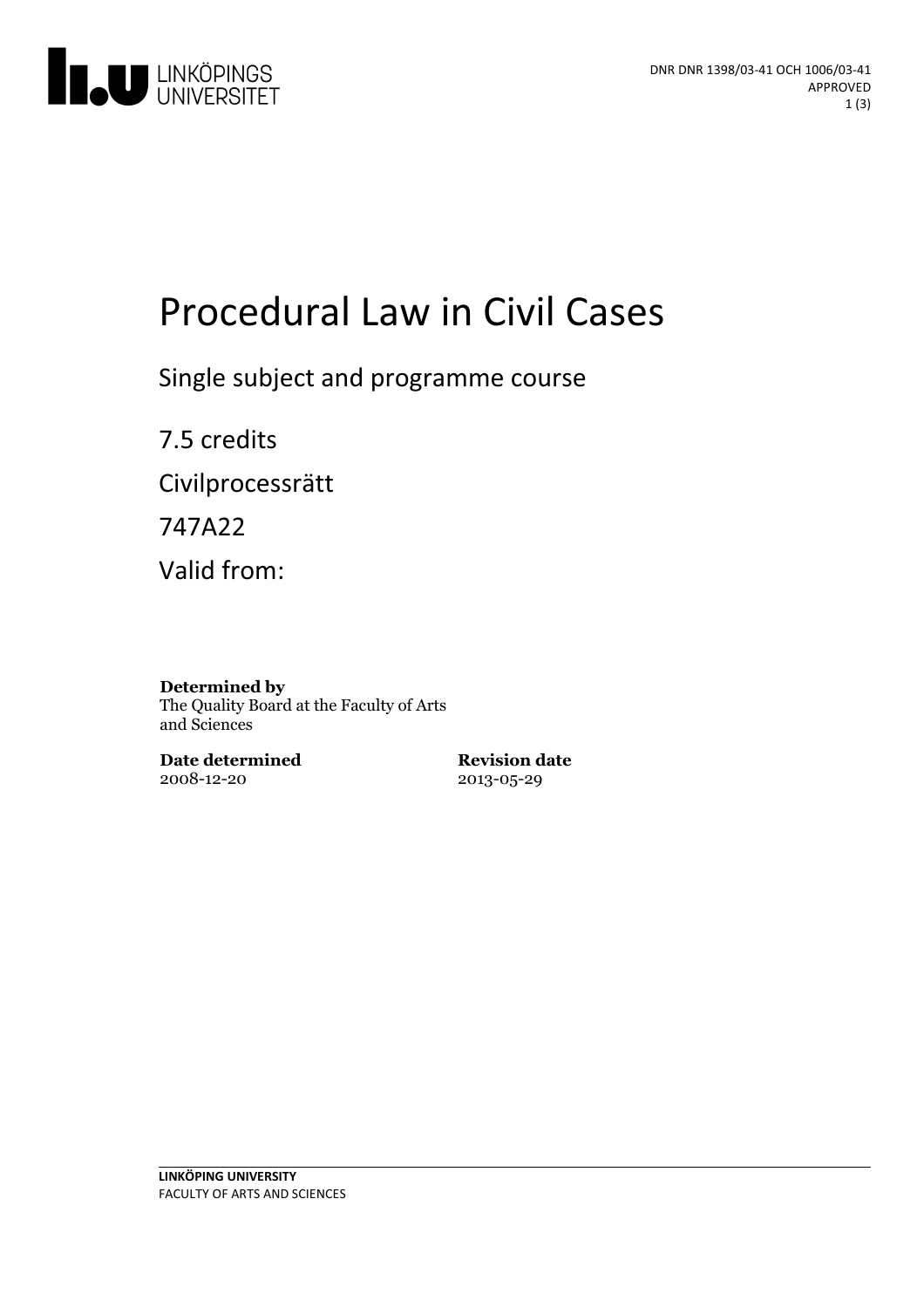DNR DNR 1398/03-41 OCH 1006/03-41
APPROVED

# Procedural Law in Civil Cases

Single subject and programme course

7.5 credits

Civilprocessrätt

747A22

Valid from:

**Determined by**
The Quality Board at the Faculty of Arts and Sciences

**Date determined**
2008-12-20

**Revision date**
2013-05-29

**LINKÖPING UNIVERSITY**
FACULTY OF ARTS AND SCIENCES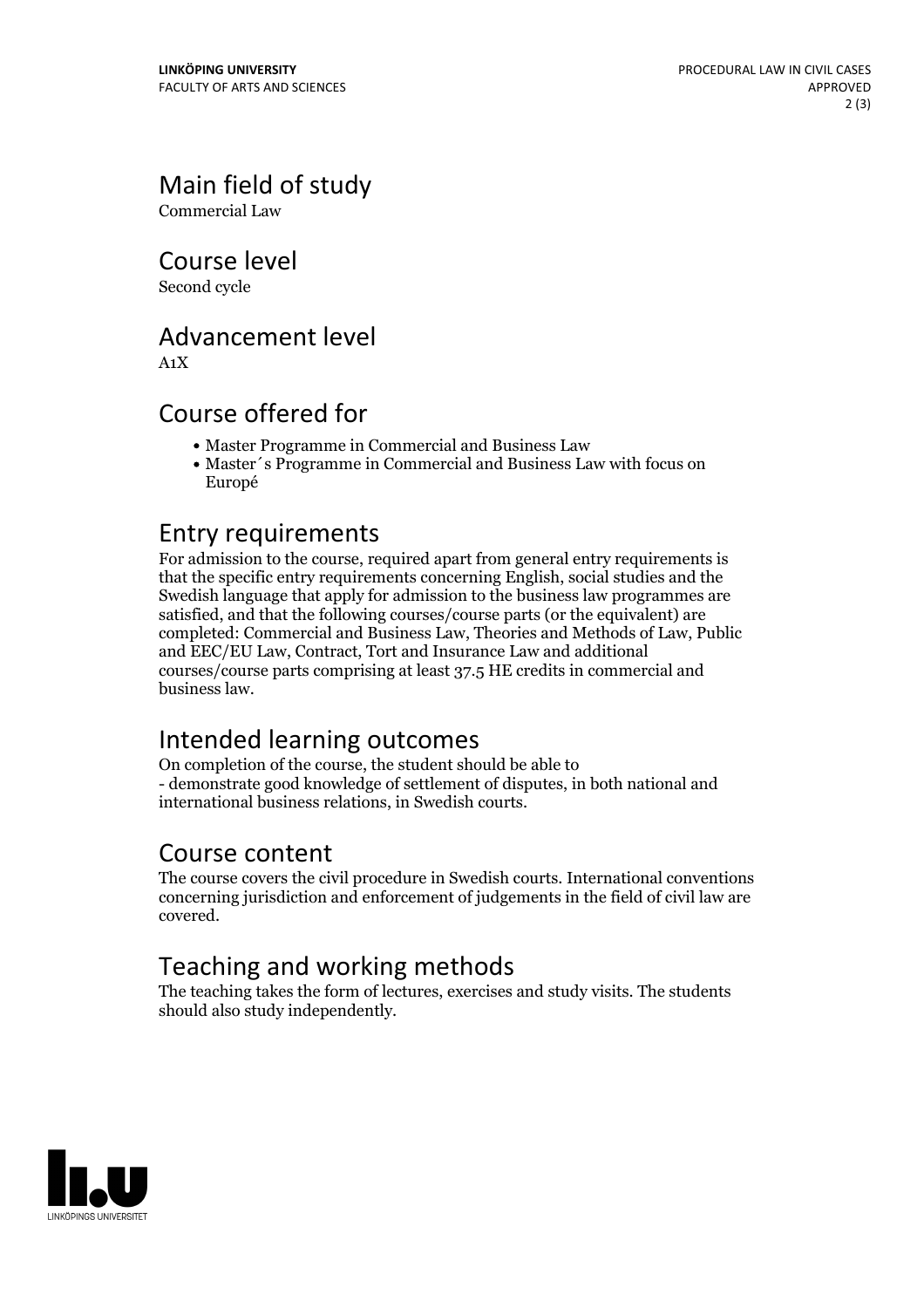# Main field of study

Commercial Law

# Course level

Second cycle

# Advancement level

A1X

# Course offered for

- Master Programme in Commercial and Business Law
- Master´s Programme in Commercial and Business Law with focus on Europé

# Entry requirements

For admission to the course, required apart from general entry requirements is that the specific entry requirements concerning English, social studies and the Swedish language that apply for admission to the business law programmes are satisfied, and that the following courses/course parts (or the equivalent) are completed: Commercial and Business Law, Theories and Methods of Law, Public and EEC/EU Law, Contract, Tort and Insurance Law and additional courses/course parts comprising at least 37.5 HE credits in commercial and business law.

# Intended learning outcomes

On completion of the course, the student should be able to
- demonstrate good knowledge of settlement of disputes, in both national and international business relations, in Swedish courts.

# Course content

The course covers the civil procedure in Swedish courts. International conventions concerning jurisdiction and enforcement of judgements in the field of civil law are covered.

# Teaching and working methods

The teaching takes the form of lectures, exercises and study visits. The students should also study independently.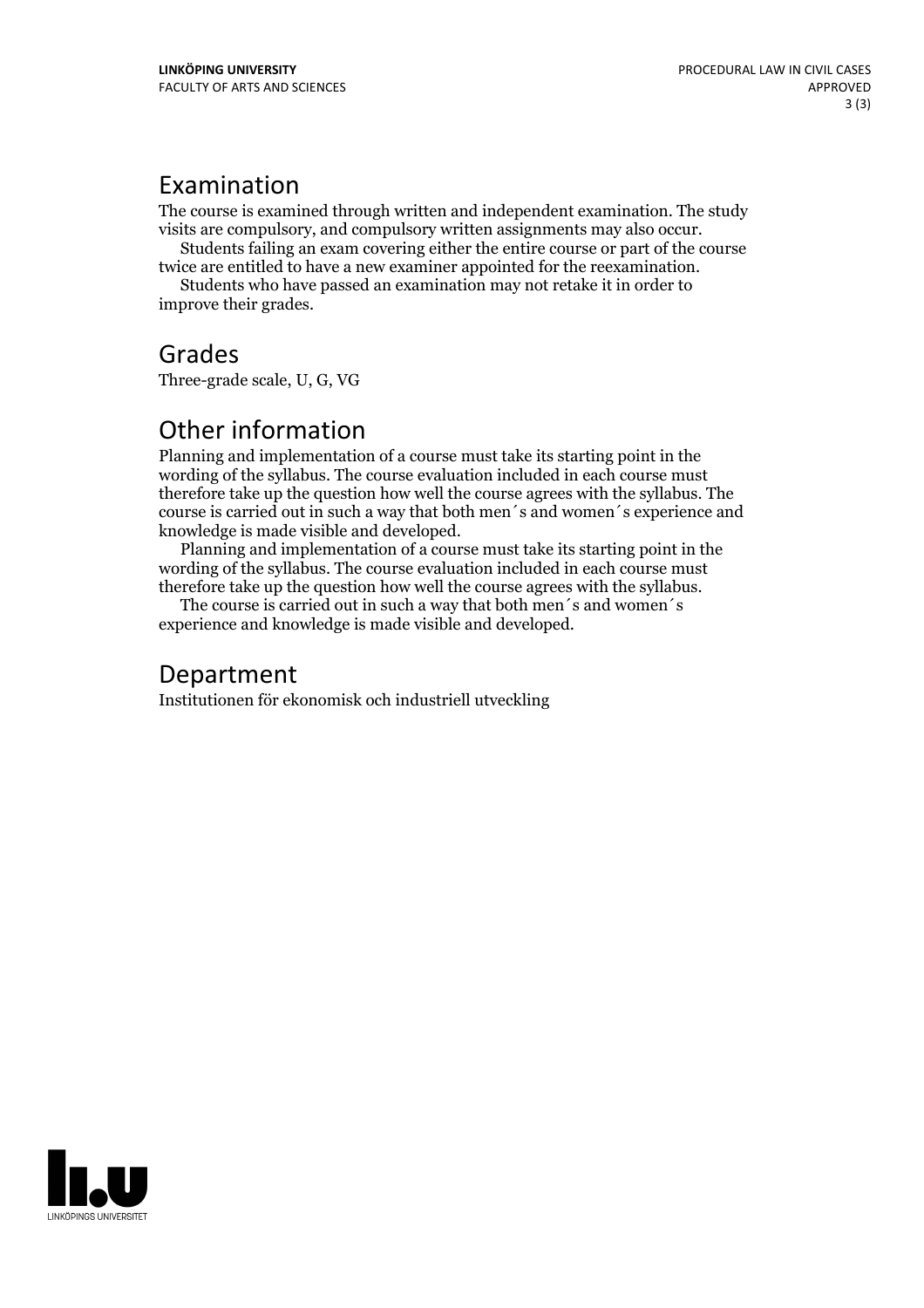## Examination

The course is examined through written and independent examination. The study visits are compulsory, and compulsory written assignments may also occur.

Students failing an exam covering either the entire course or part of the course twice are entitled to have a new examiner appointed for the reexamination.

Students who have passed an examination may not retake it in order to improve their grades.

## Grades

Three-grade scale, U, G, VG

## Other information

Planning and implementation of a course must take its starting point in the wording of the syllabus. The course evaluation included in each course must therefore take up the question how well the course agrees with the syllabus. The course is carried out in such a way that both men´s and women´s experience and knowledge is made visible and developed.

Planning and implementation of a course must take its starting point in the wording of the syllabus. The course evaluation included in each course must therefore take up the question how well the course agrees with the syllabus.

The course is carried out in such a way that both men´s and women´s experience and knowledge is made visible and developed.

## Department

Institutionen för ekonomisk och industriell utveckling